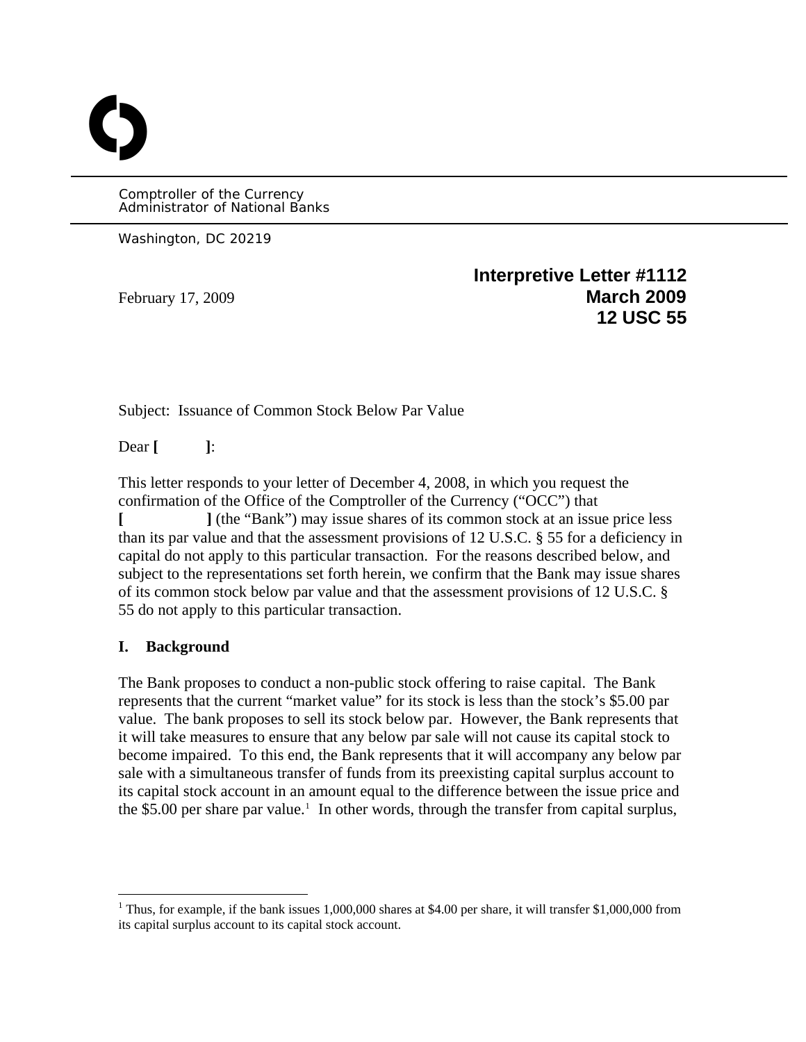Comptroller of the Currency
Administrator of National Banks

Washington, DC 20219

**Interpretive Letter #1112**
**March 2009**
**12 USC 55**

February 17, 2009

Subject: Issuance of Common Stock Below Par Value

Dear **[ ]**:

This letter responds to your letter of December 4, 2008, in which you request the confirmation of the Office of the Comptroller of the Currency ("OCC") that **[ ]** (the "Bank") may issue shares of its common stock at an issue price less than its par value and that the assessment provisions of 12 U.S.C. § 55 for a deficiency in capital do not apply to this particular transaction. For the reasons described below, and subject to the representations set forth herein, we confirm that the Bank may issue shares of its common stock below par value and that the assessment provisions of 12 U.S.C. § 55 do not apply to this particular transaction.

## I. Background

The Bank proposes to conduct a non-public stock offering to raise capital. The Bank represents that the current "market value" for its stock is less than the stock's $5.00 par value. The bank proposes to sell its stock below par. However, the Bank represents that it will take measures to ensure that any below par sale will not cause its capital stock to become impaired. To this end, the Bank represents that it will accompany any below par sale with a simultaneous transfer of funds from its preexisting capital surplus account to its capital stock account in an amount equal to the difference between the issue price and the $5.00 per share par value.[1] In other words, through the transfer from capital surplus,

[1] Thus, for example, if the bank issues 1,000,000 shares at $4.00 per share, it will transfer $1,000,000 from its capital surplus account to its capital stock account.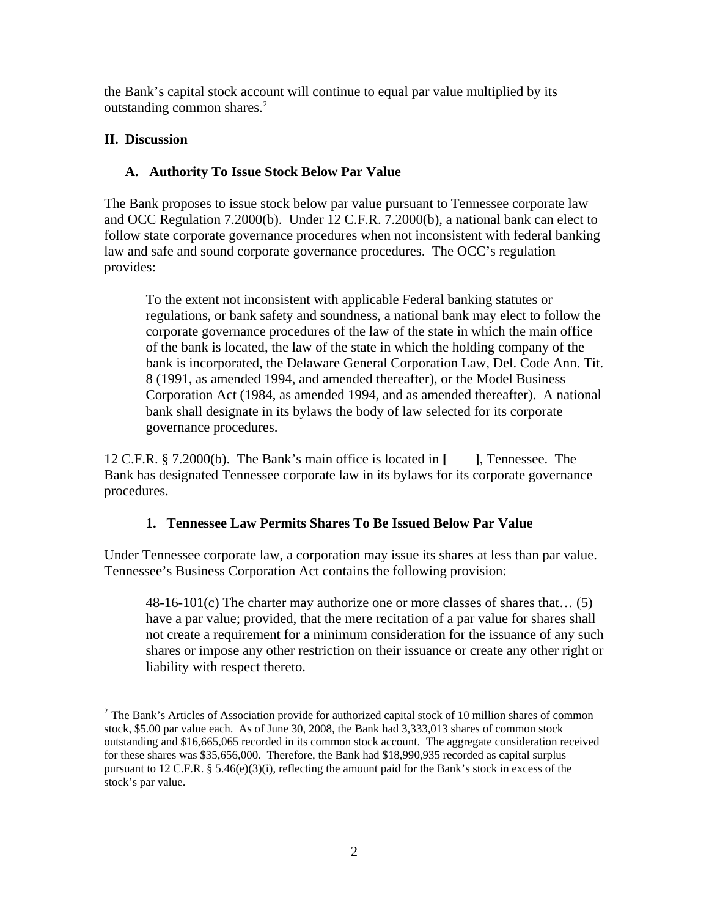the Bank's capital stock account will continue to equal par value multiplied by its outstanding common shares.[2]

## II. Discussion

### A. Authority To Issue Stock Below Par Value

The Bank proposes to issue stock below par value pursuant to Tennessee corporate law and OCC Regulation 7.2000(b). Under 12 C.F.R. 7.2000(b), a national bank can elect to follow state corporate governance procedures when not inconsistent with federal banking law and safe and sound corporate governance procedures. The OCC's regulation provides:

> To the extent not inconsistent with applicable Federal banking statutes or regulations, or bank safety and soundness, a national bank may elect to follow the corporate governance procedures of the law of the state in which the main office of the bank is located, the law of the state in which the holding company of the bank is incorporated, the Delaware General Corporation Law, Del. Code Ann. Tit. 8 (1991, as amended 1994, and amended thereafter), or the Model Business Corporation Act (1984, as amended 1994, and as amended thereafter). A national bank shall designate in its bylaws the body of law selected for its corporate governance procedures.

12 C.F.R. § 7.2000(b). The Bank's main office is located in **[ ]**, Tennessee. The Bank has designated Tennessee corporate law in its bylaws for its corporate governance procedures.

#### 1. Tennessee Law Permits Shares To Be Issued Below Par Value

Under Tennessee corporate law, a corporation may issue its shares at less than par value. Tennessee's Business Corporation Act contains the following provision:

> 48-16-101(c) The charter may authorize one or more classes of shares that… (5) have a par value; provided, that the mere recitation of a par value for shares shall not create a requirement for a minimum consideration for the issuance of any such shares or impose any other restriction on their issuance or create any other right or liability with respect thereto.

---

[2] The Bank's Articles of Association provide for authorized capital stock of 10 million shares of common stock, $5.00 par value each. As of June 30, 2008, the Bank had 3,333,013 shares of common stock outstanding and $16,665,065 recorded in its common stock account. The aggregate consideration received for these shares was $35,656,000. Therefore, the Bank had $18,990,935 recorded as capital surplus pursuant to 12 C.F.R. § 5.46(e)(3)(i), reflecting the amount paid for the Bank's stock in excess of the stock's par value.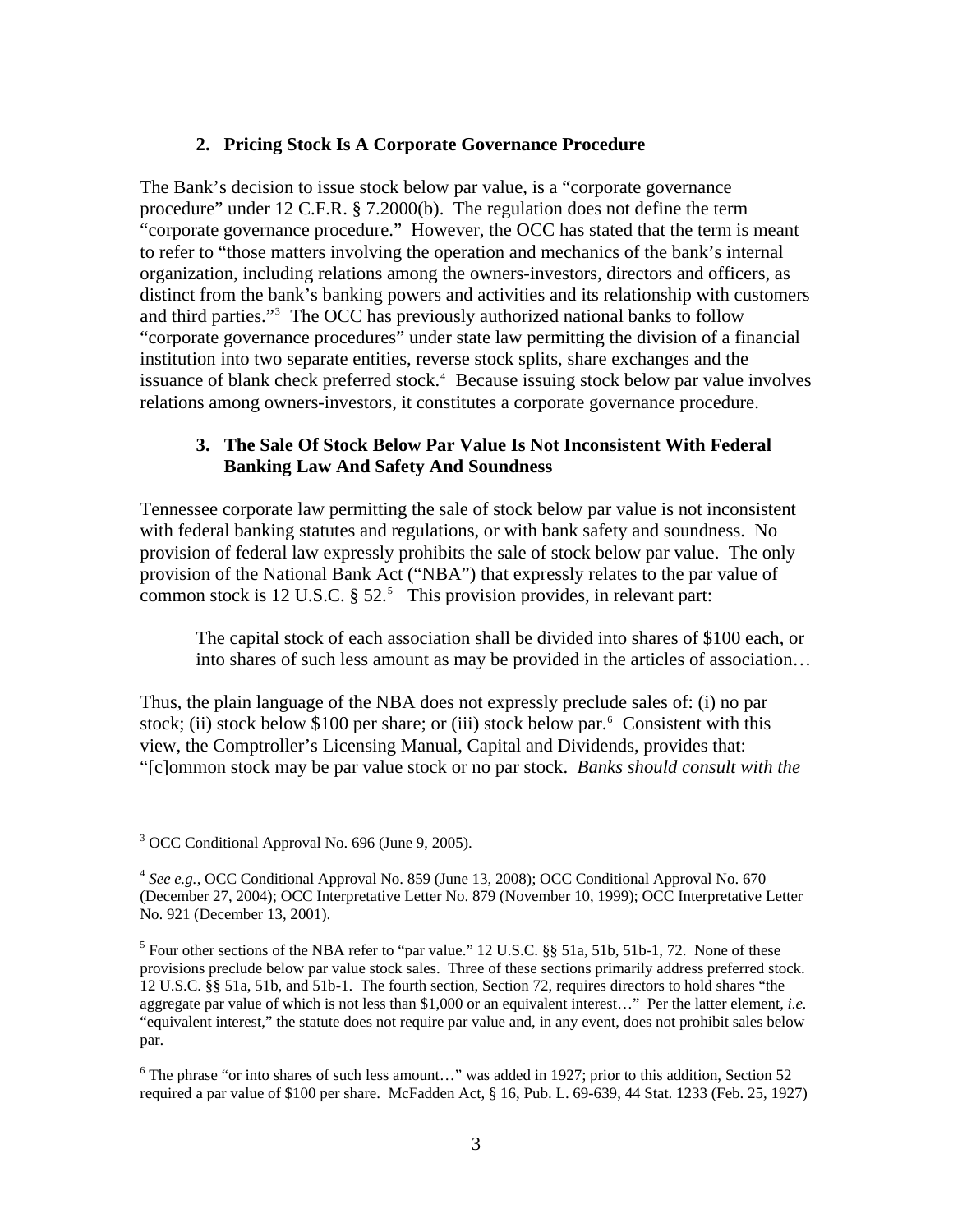### 2. Pricing Stock Is A Corporate Governance Procedure

The Bank's decision to issue stock below par value, is a "corporate governance procedure" under 12 C.F.R. § 7.2000(b). The regulation does not define the term "corporate governance procedure." However, the OCC has stated that the term is meant to refer to "those matters involving the operation and mechanics of the bank's internal organization, including relations among the owners-investors, directors and officers, as distinct from the bank's banking powers and activities and its relationship with customers and third parties."[3] The OCC has previously authorized national banks to follow "corporate governance procedures" under state law permitting the division of a financial institution into two separate entities, reverse stock splits, share exchanges and the issuance of blank check preferred stock.[4] Because issuing stock below par value involves relations among owners-investors, it constitutes a corporate governance procedure.

### 3. The Sale Of Stock Below Par Value Is Not Inconsistent With Federal Banking Law And Safety And Soundness

Tennessee corporate law permitting the sale of stock below par value is not inconsistent with federal banking statutes and regulations, or with bank safety and soundness. No provision of federal law expressly prohibits the sale of stock below par value. The only provision of the National Bank Act ("NBA") that expressly relates to the par value of common stock is 12 U.S.C. § 52.[5] This provision provides, in relevant part:

> The capital stock of each association shall be divided into shares of $100 each, or into shares of such less amount as may be provided in the articles of association…

Thus, the plain language of the NBA does not expressly preclude sales of: (i) no par stock; (ii) stock below $100 per share; or (iii) stock below par.[6] Consistent with this view, the Comptroller's Licensing Manual, Capital and Dividends, provides that: "[c]ommon stock may be par value stock or no par stock. *Banks should consult with the*

---

[3] OCC Conditional Approval No. 696 (June 9, 2005).

[4] *See e.g.*, OCC Conditional Approval No. 859 (June 13, 2008); OCC Conditional Approval No. 670 (December 27, 2004); OCC Interpretative Letter No. 879 (November 10, 1999); OCC Interpretative Letter No. 921 (December 13, 2001).

[5] Four other sections of the NBA refer to "par value." 12 U.S.C. §§ 51a, 51b, 51b-1, 72. None of these provisions preclude below par value stock sales. Three of these sections primarily address preferred stock. 12 U.S.C. §§ 51a, 51b, and 51b-1. The fourth section, Section 72, requires directors to hold shares "the aggregate par value of which is not less than $1,000 or an equivalent interest…" Per the latter element, *i.e.* "equivalent interest," the statute does not require par value and, in any event, does not prohibit sales below par.

[6] The phrase "or into shares of such less amount…" was added in 1927; prior to this addition, Section 52 required a par value of $100 per share. McFadden Act, § 16, Pub. L. 69-639, 44 Stat. 1233 (Feb. 25, 1927)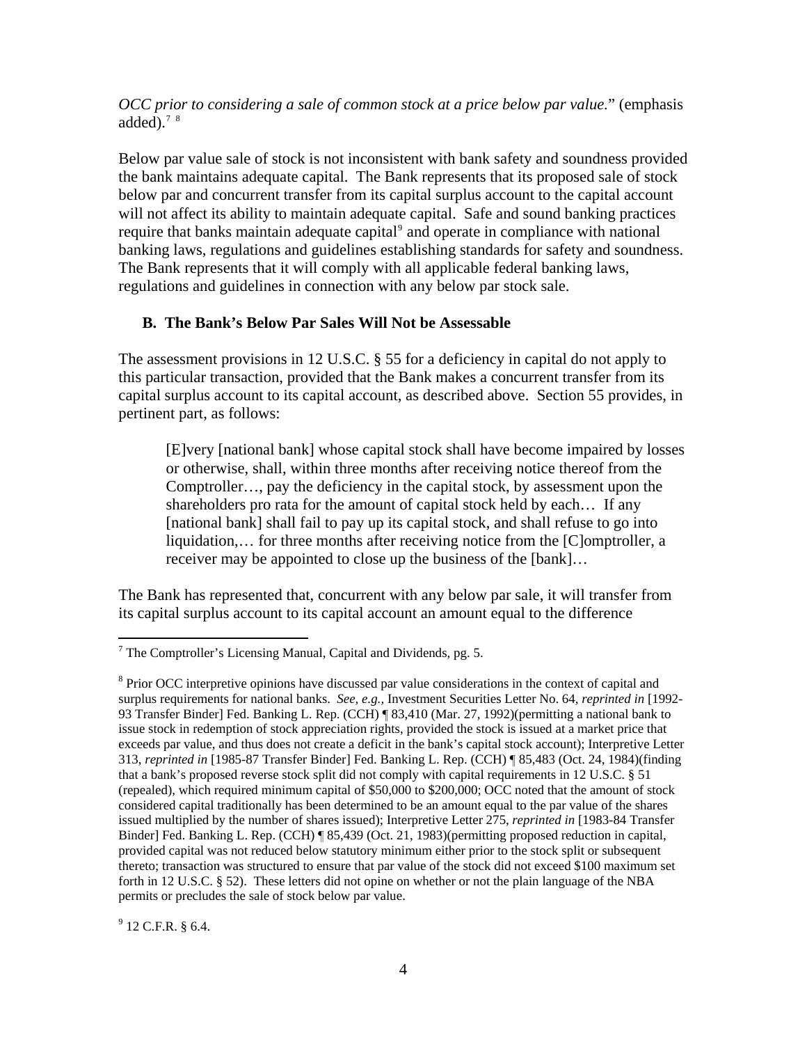*OCC prior to considering a sale of common stock at a price below par value*." (emphasis added).[7] [8]

Below par value sale of stock is not inconsistent with bank safety and soundness provided the bank maintains adequate capital. The Bank represents that its proposed sale of stock below par and concurrent transfer from its capital surplus account to the capital account will not affect its ability to maintain adequate capital. Safe and sound banking practices require that banks maintain adequate capital[9] and operate in compliance with national banking laws, regulations and guidelines establishing standards for safety and soundness. The Bank represents that it will comply with all applicable federal banking laws, regulations and guidelines in connection with any below par stock sale.

**B. The Bank's Below Par Sales Will Not be Assessable**

The assessment provisions in 12 U.S.C. § 55 for a deficiency in capital do not apply to this particular transaction, provided that the Bank makes a concurrent transfer from its capital surplus account to its capital account, as described above. Section 55 provides, in pertinent part, as follows:

> [E]very [national bank] whose capital stock shall have become impaired by losses or otherwise, shall, within three months after receiving notice thereof from the Comptroller…, pay the deficiency in the capital stock, by assessment upon the shareholders pro rata for the amount of capital stock held by each… If any [national bank] shall fail to pay up its capital stock, and shall refuse to go into liquidation,… for three months after receiving notice from the [C]omptroller, a receiver may be appointed to close up the business of the [bank]…

The Bank has represented that, concurrent with any below par sale, it will transfer from its capital surplus account to its capital account an amount equal to the difference

---

[7] The Comptroller's Licensing Manual, Capital and Dividends, pg. 5.

[8] Prior OCC interpretive opinions have discussed par value considerations in the context of capital and surplus requirements for national banks. *See, e.g.,* Investment Securities Letter No. 64, *reprinted in* [1992-93 Transfer Binder] Fed. Banking L. Rep. (CCH) ¶ 83,410 (Mar. 27, 1992)(permitting a national bank to issue stock in redemption of stock appreciation rights, provided the stock is issued at a market price that exceeds par value, and thus does not create a deficit in the bank's capital stock account); Interpretive Letter 313, *reprinted in* [1985-87 Transfer Binder] Fed. Banking L. Rep. (CCH) ¶ 85,483 (Oct. 24, 1984)(finding that a bank's proposed reverse stock split did not comply with capital requirements in 12 U.S.C. § 51 (repealed), which required minimum capital of $50,000 to $200,000; OCC noted that the amount of stock considered capital traditionally has been determined to be an amount equal to the par value of the shares issued multiplied by the number of shares issued); Interpretive Letter 275, *reprinted in* [1983-84 Transfer Binder] Fed. Banking L. Rep. (CCH) ¶ 85,439 (Oct. 21, 1983)(permitting proposed reduction in capital, provided capital was not reduced below statutory minimum either prior to the stock split or subsequent thereto; transaction was structured to ensure that par value of the stock did not exceed $100 maximum set forth in 12 U.S.C. § 52). These letters did not opine on whether or not the plain language of the NBA permits or precludes the sale of stock below par value.

[9] 12 C.F.R. § 6.4.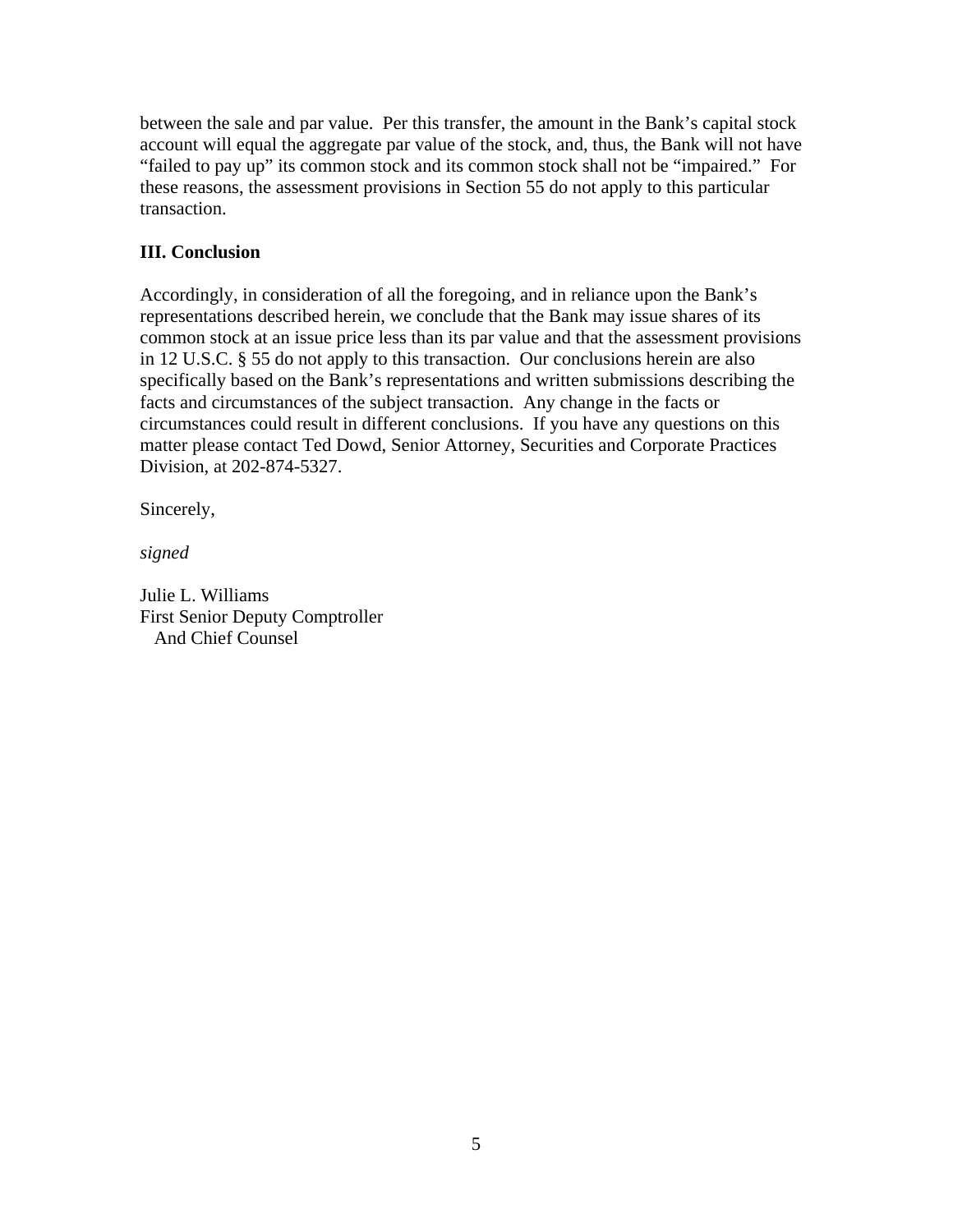between the sale and par value. Per this transfer, the amount in the Bank's capital stock account will equal the aggregate par value of the stock, and, thus, the Bank will not have "failed to pay up" its common stock and its common stock shall not be "impaired." For these reasons, the assessment provisions in Section 55 do not apply to this particular transaction.

## III. Conclusion

Accordingly, in consideration of all the foregoing, and in reliance upon the Bank's representations described herein, we conclude that the Bank may issue shares of its common stock at an issue price less than its par value and that the assessment provisions in 12 U.S.C. § 55 do not apply to this transaction. Our conclusions herein are also specifically based on the Bank's representations and written submissions describing the facts and circumstances of the subject transaction. Any change in the facts or circumstances could result in different conclusions. If you have any questions on this matter please contact Ted Dowd, Senior Attorney, Securities and Corporate Practices Division, at 202-874-5327.

Sincerely,

*signed*

Julie L. Williams
First Senior Deputy Comptroller
And Chief Counsel